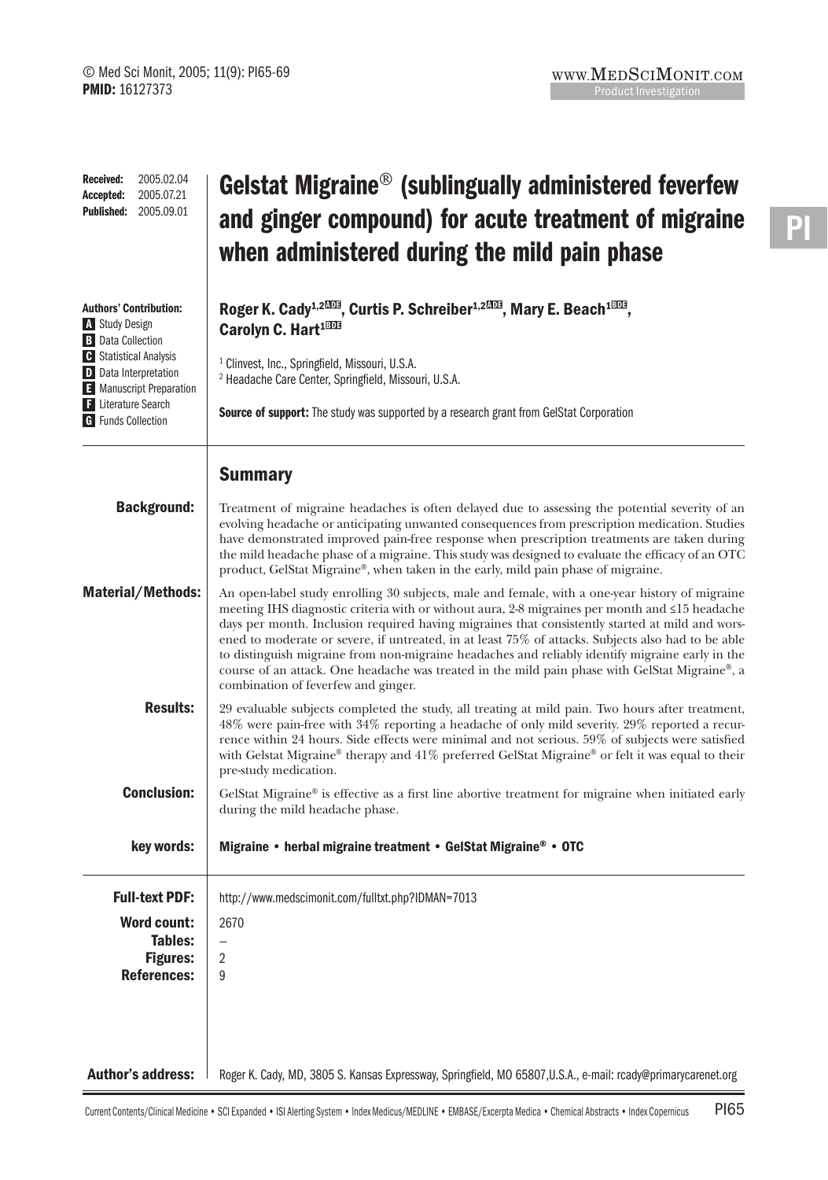Received: 2005.02.04
Accepted: 2005.07.21
Published: 2005.09.01

# Gelstat Migraine® (sublingually administered feverfew and ginger compound) for acute treatment of migraine when administered during the mild pain phase

**Authors' Contribution:**
A Study Design
B Data Collection
C Statistical Analysis
D Data Interpretation
E Manuscript Preparation
F Literature Search
G Funds Collection

**Roger K. Cady[1,2ADE], Curtis P. Schreiber[1,2ADE], Mary E. Beach[1BDE], Carolyn C. Hart[1BDE]**

[1] Clinvest, Inc., Springfield, Missouri, U.S.A.
[2] Headache Care Center, Springfield, Missouri, U.S.A.

**Source of support:** The study was supported by a research grant from GelStat Corporation

## Summary

**Background:** Treatment of migraine headaches is often delayed due to assessing the potential severity of an evolving headache or anticipating unwanted consequences from prescription medication. Studies have demonstrated improved pain-free response when prescription treatments are taken during the mild headache phase of a migraine. This study was designed to evaluate the efficacy of an OTC product, GelStat Migraine®, when taken in the early, mild pain phase of migraine.

**Material/Methods:** An open-label study enrolling 30 subjects, male and female, with a one-year history of migraine meeting IHS diagnostic criteria with or without aura, 2-8 migraines per month and ≤15 headache days per month. Inclusion required having migraines that consistently started at mild and worsened to moderate or severe, if untreated, in at least 75% of attacks. Subjects also had to be able to distinguish migraine from non-migraine headaches and reliably identify migraine early in the course of an attack. One headache was treated in the mild pain phase with GelStat Migraine®, a combination of feverfew and ginger.

**Results:** 29 evaluable subjects completed the study, all treating at mild pain. Two hours after treatment, 48% were pain-free with 34% reporting a headache of only mild severity. 29% reported a recurrence within 24 hours. Side effects were minimal and not serious. 59% of subjects were satisfied with Gelstat Migraine® therapy and 41% preferred GelStat Migraine® or felt it was equal to their pre-study medication.

**Conclusion:** GelStat Migraine® is effective as a first line abortive treatment for migraine when initiated early during the mild headache phase.

**key words:** **Migraine • herbal migraine treatment • GelStat Migraine® • OTC**

**Full-text PDF:** http://www.medscimonit.com/fulltxt.php?IDMAN=7013
**Word count:** 2670
**Tables:** –
**Figures:** 2
**References:** 9

**Author's address:** Roger K. Cady, MD, 3805 S. Kansas Expressway, Springfield, MO 65807,U.S.A., e-mail: rcady@primarycarenet.org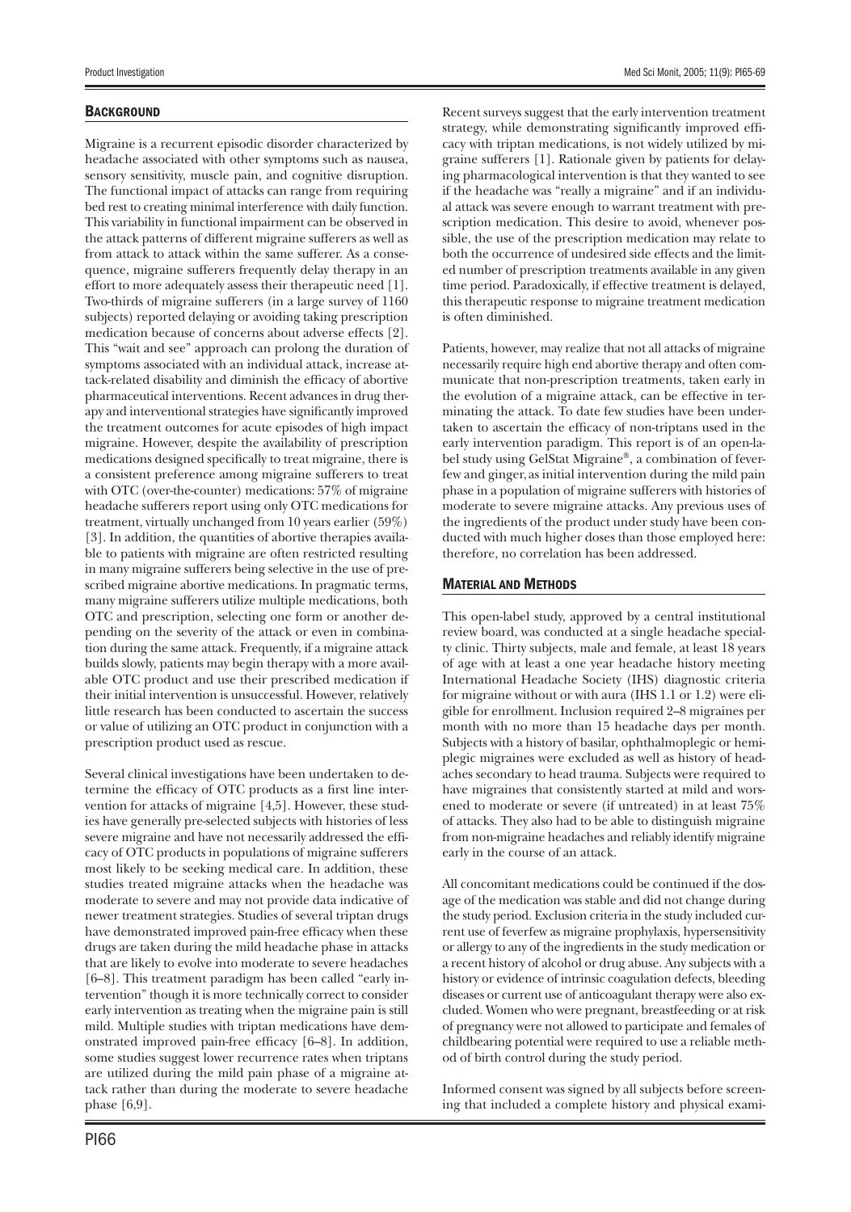## Background

Migraine is a recurrent episodic disorder characterized by headache associated with other symptoms such as nausea, sensory sensitivity, muscle pain, and cognitive disruption. The functional impact of attacks can range from requiring bed rest to creating minimal interference with daily function. This variability in functional impairment can be observed in the attack patterns of different migraine sufferers as well as from attack to attack within the same sufferer. As a consequence, migraine sufferers frequently delay therapy in an effort to more adequately assess their therapeutic need [1]. Two-thirds of migraine sufferers (in a large survey of 1160 subjects) reported delaying or avoiding taking prescription medication because of concerns about adverse effects [2]. This "wait and see" approach can prolong the duration of symptoms associated with an individual attack, increase attack-related disability and diminish the efficacy of abortive pharmaceutical interventions. Recent advances in drug therapy and interventional strategies have significantly improved the treatment outcomes for acute episodes of high impact migraine. However, despite the availability of prescription medications designed specifically to treat migraine, there is a consistent preference among migraine sufferers to treat with OTC (over-the-counter) medications: 57% of migraine headache sufferers report using only OTC medications for treatment, virtually unchanged from 10 years earlier (59%) [3]. In addition, the quantities of abortive therapies available to patients with migraine are often restricted resulting in many migraine sufferers being selective in the use of prescribed migraine abortive medications. In pragmatic terms, many migraine sufferers utilize multiple medications, both OTC and prescription, selecting one form or another depending on the severity of the attack or even in combination during the same attack. Frequently, if a migraine attack builds slowly, patients may begin therapy with a more available OTC product and use their prescribed medication if their initial intervention is unsuccessful. However, relatively little research has been conducted to ascertain the success or value of utilizing an OTC product in conjunction with a prescription product used as rescue.

Several clinical investigations have been undertaken to determine the efficacy of OTC products as a first line intervention for attacks of migraine [4,5]. However, these studies have generally pre-selected subjects with histories of less severe migraine and have not necessarily addressed the efficacy of OTC products in populations of migraine sufferers most likely to be seeking medical care. In addition, these studies treated migraine attacks when the headache was moderate to severe and may not provide data indicative of newer treatment strategies. Studies of several triptan drugs have demonstrated improved pain-free efficacy when these drugs are taken during the mild headache phase in attacks that are likely to evolve into moderate to severe headaches [6–8]. This treatment paradigm has been called "early intervention" though it is more technically correct to consider early intervention as treating when the migraine pain is still mild. Multiple studies with triptan medications have demonstrated improved pain-free efficacy [6–8]. In addition, some studies suggest lower recurrence rates when triptans are utilized during the mild pain phase of a migraine attack rather than during the moderate to severe headache phase [6,9].

Recent surveys suggest that the early intervention treatment strategy, while demonstrating significantly improved efficacy with triptan medications, is not widely utilized by migraine sufferers [1]. Rationale given by patients for delaying pharmacological intervention is that they wanted to see if the headache was "really a migraine" and if an individual attack was severe enough to warrant treatment with prescription medication. This desire to avoid, whenever possible, the use of the prescription medication may relate to both the occurrence of undesired side effects and the limited number of prescription treatments available in any given time period. Paradoxically, if effective treatment is delayed, this therapeutic response to migraine treatment medication is often diminished.

Patients, however, may realize that not all attacks of migraine necessarily require high end abortive therapy and often communicate that non-prescription treatments, taken early in the evolution of a migraine attack, can be effective in terminating the attack. To date few studies have been undertaken to ascertain the efficacy of non-triptans used in the early intervention paradigm. This report is of an open-label study using GelStat Migraine®, a combination of feverfew and ginger, as initial intervention during the mild pain phase in a population of migraine sufferers with histories of moderate to severe migraine attacks. Any previous uses of the ingredients of the product under study have been conducted with much higher doses than those employed here: therefore, no correlation has been addressed.

## Material and Methods

This open-label study, approved by a central institutional review board, was conducted at a single headache specialty clinic. Thirty subjects, male and female, at least 18 years of age with at least a one year headache history meeting International Headache Society (IHS) diagnostic criteria for migraine without or with aura (IHS 1.1 or 1.2) were eligible for enrollment. Inclusion required 2–8 migraines per month with no more than 15 headache days per month. Subjects with a history of basilar, ophthalmoplegic or hemiplegic migraines were excluded as well as history of headaches secondary to head trauma. Subjects were required to have migraines that consistently started at mild and worsened to moderate or severe (if untreated) in at least 75% of attacks. They also had to be able to distinguish migraine from non-migraine headaches and reliably identify migraine early in the course of an attack.

All concomitant medications could be continued if the dosage of the medication was stable and did not change during the study period. Exclusion criteria in the study included current use of feverfew as migraine prophylaxis, hypersensitivity or allergy to any of the ingredients in the study medication or a recent history of alcohol or drug abuse. Any subjects with a history or evidence of intrinsic coagulation defects, bleeding diseases or current use of anticoagulant therapy were also excluded. Women who were pregnant, breastfeeding or at risk of pregnancy were not allowed to participate and females of childbearing potential were required to use a reliable method of birth control during the study period.

Informed consent was signed by all subjects before screening that included a complete history and physical exami-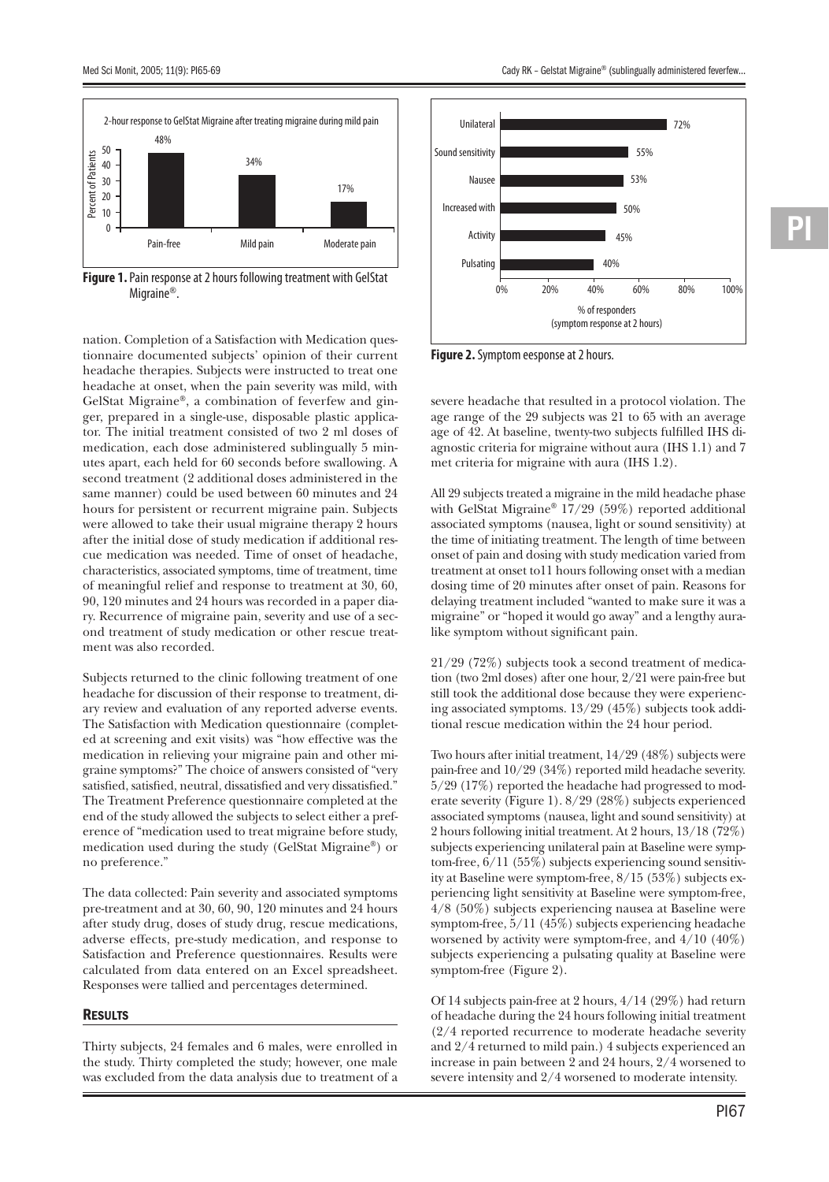**Figure 1.** Pain response at 2 hours following treatment with GelStat Migraine®.

**Figure 2.** Symptom eesponse at 2 hours.

nation. Completion of a Satisfaction with Medication questionnaire documented subjects' opinion of their current headache therapies. Subjects were instructed to treat one headache at onset, when the pain severity was mild, with GelStat Migraine®, a combination of feverfew and ginger, prepared in a single-use, disposable plastic applicator. The initial treatment consisted of two 2 ml doses of medication, each dose administered sublingually 5 minutes apart, each held for 60 seconds before swallowing. A second treatment (2 additional doses administered in the same manner) could be used between 60 minutes and 24 hours for persistent or recurrent migraine pain. Subjects were allowed to take their usual migraine therapy 2 hours after the initial dose of study medication if additional rescue medication was needed. Time of onset of headache, characteristics, associated symptoms, time of treatment, time of meaningful relief and response to treatment at 30, 60, 90, 120 minutes and 24 hours was recorded in a paper diary. Recurrence of migraine pain, severity and use of a second treatment of study medication or other rescue treatment was also recorded.

Subjects returned to the clinic following treatment of one headache for discussion of their response to treatment, diary review and evaluation of any reported adverse events. The Satisfaction with Medication questionnaire (completed at screening and exit visits) was "how effective was the medication in relieving your migraine pain and other migraine symptoms?" The choice of answers consisted of "very satisfied, satisfied, neutral, dissatisfied and very dissatisfied." The Treatment Preference questionnaire completed at the end of the study allowed the subjects to select either a preference of "medication used to treat migraine before study, medication used during the study (GelStat Migraine®) or no preference."

The data collected: Pain severity and associated symptoms pre-treatment and at 30, 60, 90, 120 minutes and 24 hours after study drug, doses of study drug, rescue medications, adverse effects, pre-study medication, and response to Satisfaction and Preference questionnaires. Results were calculated from data entered on an Excel spreadsheet. Responses were tallied and percentages determined.

## RESULTS

Thirty subjects, 24 females and 6 males, were enrolled in the study. Thirty completed the study; however, one male was excluded from the data analysis due to treatment of a severe headache that resulted in a protocol violation. The age range of the 29 subjects was 21 to 65 with an average age of 42. At baseline, twenty-two subjects fulfilled IHS diagnostic criteria for migraine without aura (IHS 1.1) and 7 met criteria for migraine with aura (IHS 1.2).

All 29 subjects treated a migraine in the mild headache phase with GelStat Migraine® 17/29 (59%) reported additional associated symptoms (nausea, light or sound sensitivity) at the time of initiating treatment. The length of time between onset of pain and dosing with study medication varied from treatment at onset to11 hours following onset with a median dosing time of 20 minutes after onset of pain. Reasons for delaying treatment included "wanted to make sure it was a migraine" or "hoped it would go away" and a lengthy aura-like symptom without significant pain.

21/29 (72%) subjects took a second treatment of medication (two 2ml doses) after one hour, 2/21 were pain-free but still took the additional dose because they were experiencing associated symptoms. 13/29 (45%) subjects took additional rescue medication within the 24 hour period.

Two hours after initial treatment, 14/29 (48%) subjects were pain-free and 10/29 (34%) reported mild headache severity. 5/29 (17%) reported the headache had progressed to moderate severity (Figure 1). 8/29 (28%) subjects experienced associated symptoms (nausea, light and sound sensitivity) at 2 hours following initial treatment. At 2 hours, 13/18 (72%) subjects experiencing unilateral pain at Baseline were symptom-free, 6/11 (55%) subjects experiencing sound sensitivity at Baseline were symptom-free, 8/15 (53%) subjects experiencing light sensitivity at Baseline were symptom-free, 4/8 (50%) subjects experiencing nausea at Baseline were symptom-free, 5/11 (45%) subjects experiencing headache worsened by activity were symptom-free, and 4/10 (40%) subjects experiencing a pulsating quality at Baseline were symptom-free (Figure 2).

Of 14 subjects pain-free at 2 hours, 4/14 (29%) had return of headache during the 24 hours following initial treatment (2/4 reported recurrence to moderate headache severity and 2/4 returned to mild pain.) 4 subjects experienced an increase in pain between 2 and 24 hours, 2/4 worsened to severe intensity and 2/4 worsened to moderate intensity.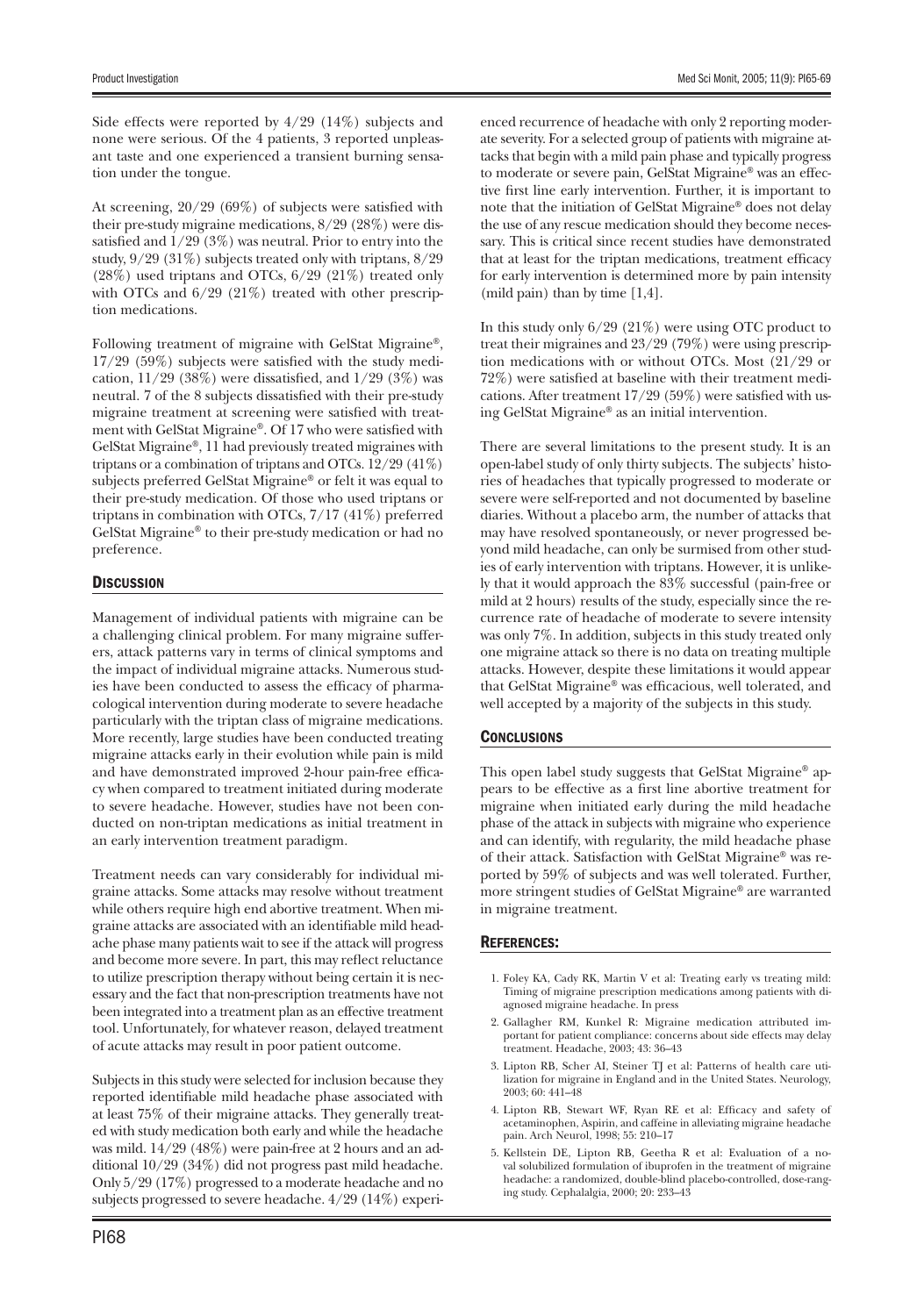Side effects were reported by 4/29 (14%) subjects and none were serious. Of the 4 patients, 3 reported unpleasant taste and one experienced a transient burning sensation under the tongue.

At screening, 20/29 (69%) of subjects were satisfied with their pre-study migraine medications, 8/29 (28%) were dissatisfied and 1/29 (3%) was neutral. Prior to entry into the study, 9/29 (31%) subjects treated only with triptans, 8/29 (28%) used triptans and OTCs, 6/29 (21%) treated only with OTCs and 6/29 (21%) treated with other prescription medications.

Following treatment of migraine with GelStat Migraine®, 17/29 (59%) subjects were satisfied with the study medication, 11/29 (38%) were dissatisfied, and 1/29 (3%) was neutral. 7 of the 8 subjects dissatisfied with their pre-study migraine treatment at screening were satisfied with treatment with GelStat Migraine®. Of 17 who were satisfied with GelStat Migraine®, 11 had previously treated migraines with triptans or a combination of triptans and OTCs. 12/29 (41%) subjects preferred GelStat Migraine® or felt it was equal to their pre-study medication. Of those who used triptans or triptans in combination with OTCs, 7/17 (41%) preferred GelStat Migraine® to their pre-study medication or had no preference.

## Discussion

Management of individual patients with migraine can be a challenging clinical problem. For many migraine sufferers, attack patterns vary in terms of clinical symptoms and the impact of individual migraine attacks. Numerous studies have been conducted to assess the efficacy of pharmacological intervention during moderate to severe headache particularly with the triptan class of migraine medications. More recently, large studies have been conducted treating migraine attacks early in their evolution while pain is mild and have demonstrated improved 2-hour pain-free efficacy when compared to treatment initiated during moderate to severe headache. However, studies have not been conducted on non-triptan medications as initial treatment in an early intervention treatment paradigm.

Treatment needs can vary considerably for individual migraine attacks. Some attacks may resolve without treatment while others require high end abortive treatment. When migraine attacks are associated with an identifiable mild headache phase many patients wait to see if the attack will progress and become more severe. In part, this may reflect reluctance to utilize prescription therapy without being certain it is necessary and the fact that non-prescription treatments have not been integrated into a treatment plan as an effective treatment tool. Unfortunately, for whatever reason, delayed treatment of acute attacks may result in poor patient outcome.

Subjects in this study were selected for inclusion because they reported identifiable mild headache phase associated with at least 75% of their migraine attacks. They generally treated with study medication both early and while the headache was mild. 14/29 (48%) were pain-free at 2 hours and an additional 10/29 (34%) did not progress past mild headache. Only 5/29 (17%) progressed to a moderate headache and no subjects progressed to severe headache. 4/29 (14%) experienced recurrence of headache with only 2 reporting moderate severity. For a selected group of patients with migraine attacks that begin with a mild pain phase and typically progress to moderate or severe pain, GelStat Migraine® was an effective first line early intervention. Further, it is important to note that the initiation of GelStat Migraine® does not delay the use of any rescue medication should they become necessary. This is critical since recent studies have demonstrated that at least for the triptan medications, treatment efficacy for early intervention is determined more by pain intensity (mild pain) than by time [1,4].

In this study only 6/29 (21%) were using OTC product to treat their migraines and 23/29 (79%) were using prescription medications with or without OTCs. Most (21/29 or 72%) were satisfied at baseline with their treatment medications. After treatment 17/29 (59%) were satisfied with using GelStat Migraine® as an initial intervention.

There are several limitations to the present study. It is an open-label study of only thirty subjects. The subjects' histories of headaches that typically progressed to moderate or severe were self-reported and not documented by baseline diaries. Without a placebo arm, the number of attacks that may have resolved spontaneously, or never progressed beyond mild headache, can only be surmised from other studies of early intervention with triptans. However, it is unlikely that it would approach the 83% successful (pain-free or mild at 2 hours) results of the study, especially since the recurrence rate of headache of moderate to severe intensity was only 7%. In addition, subjects in this study treated only one migraine attack so there is no data on treating multiple attacks. However, despite these limitations it would appear that GelStat Migraine® was efficacious, well tolerated, and well accepted by a majority of the subjects in this study.

## Conclusions

This open label study suggests that GelStat Migraine® appears to be effective as a first line abortive treatment for migraine when initiated early during the mild headache phase of the attack in subjects with migraine who experience and can identify, with regularity, the mild headache phase of their attack. Satisfaction with GelStat Migraine® was reported by 59% of subjects and was well tolerated. Further, more stringent studies of GelStat Migraine® are warranted in migraine treatment.

## References:

1. Foley KA, Cady RK, Martin V et al: Treating early vs treating mild: Timing of migraine prescription medications among patients with diagnosed migraine headache. In press
2. Gallagher RM, Kunkel R: Migraine medication attributed important for patient compliance: concerns about side effects may delay treatment. Headache, 2003; 43: 36–43
3. Lipton RB, Scher AI, Steiner TJ et al: Patterns of health care utilization for migraine in England and in the United States. Neurology, 2003; 60: 441–48
4. Lipton RB, Stewart WF, Ryan RE et al: Efficacy and safety of acetaminophen, Aspirin, and caffeine in alleviating migraine headache pain. Arch Neurol, 1998; 55: 210–17
5. Kellstein DE, Lipton RB, Geetha R et al: Evaluation of a noval solubilized formulation of ibuprofen in the treatment of migraine headache: a randomized, double-blind placebo-controlled, dose-ranging study. Cephalalgia, 2000; 20: 233–43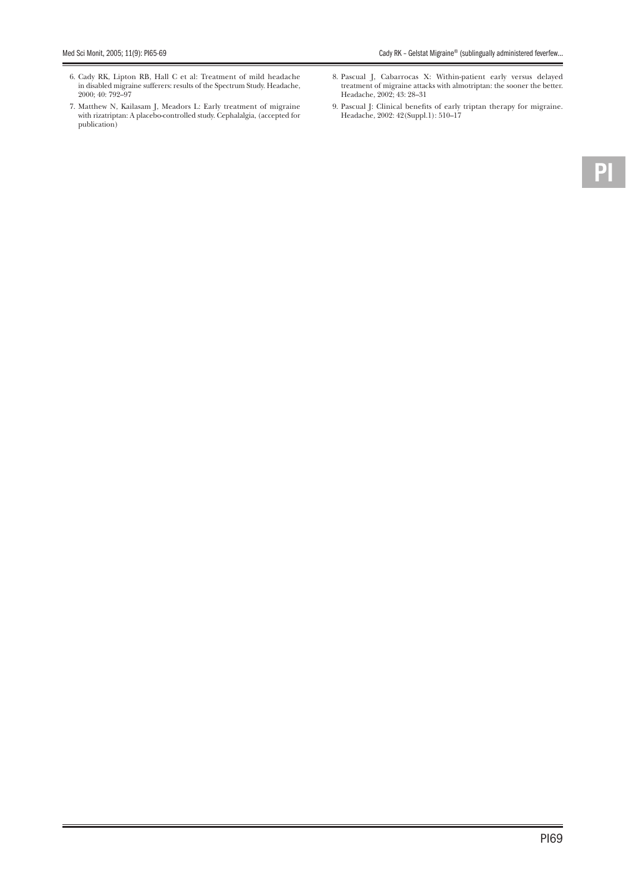6. Cady RK, Lipton RB, Hall C et al: Treatment of mild headache in disabled migraine sufferers: results of the Spectrum Study. Headache, 2000; 40: 792–97
7. Matthew N, Kailasam J, Meadors L: Early treatment of migraine with rizatriptan: A placebo-controlled study. Cephalalgia, (accepted for publication)
8. Pascual J, Cabarrocas X: Within-patient early versus delayed treatment of migraine attacks with almotriptan: the sooner the better. Headache, 2002; 43: 28–31
9. Pascual J: Clinical benefits of early triptan therapy for migraine. Headache, 2002: 42(Suppl.1): 510–17